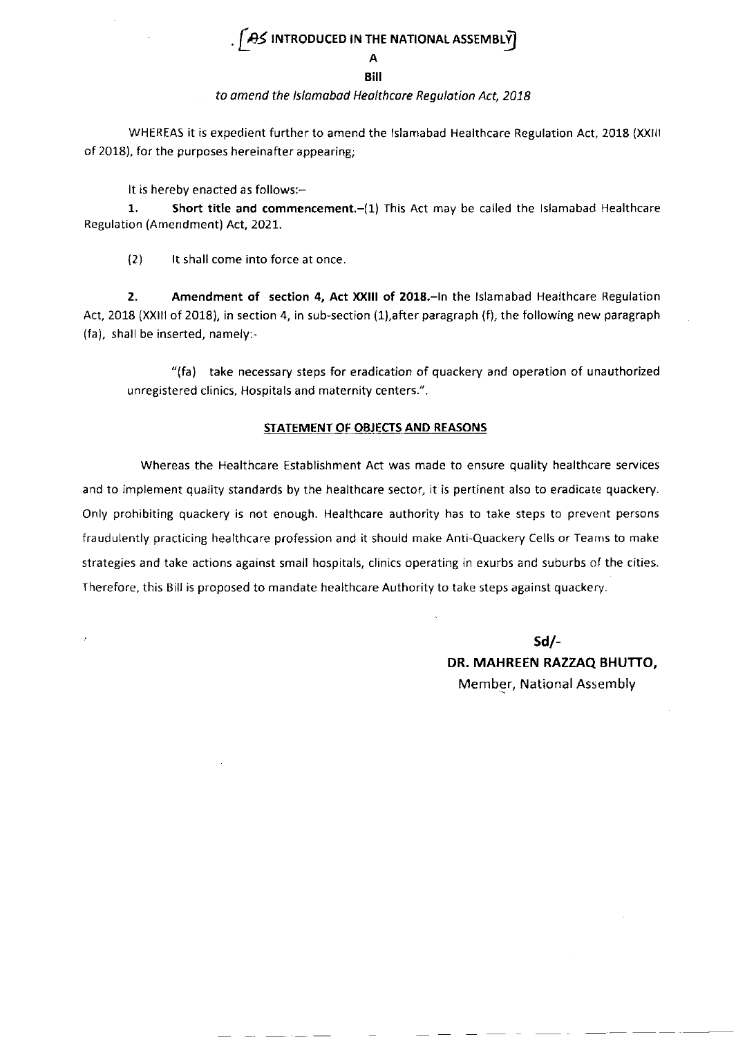[AS INTRODUCED IN THE NATIONAL ASSEMBLY]

# A

# Bill

*to amend the Islamabad Healthcare Regulation Act, 2018*

WHEREAS it is expedient further to amend the Islamabad Healthcare Regulation Act, 2018 (XXIII of 2018), for the purposes hereinafter appearing;

It is hereby enacted as follows:–

**1. Short title and commencement.**–(1) This Act may be called the Islamabad Healthcare Regulation (Amendment) Act, 2021.

(2) It shall come into force at once.

**2. Amendment of section 4, Act XXIII of 2018.**–In the Islamabad Healthcare Regulation Act, 2018 (XXIII of 2018), in section 4, in sub-section (1),after paragraph (f), the following new paragraph (fa), shall be inserted, namely:-

"(fa) take necessary steps for eradication of quackery and operation of unauthorized unregistered clinics, Hospitals and maternity centers.".

## STATEMENT OF OBJECTS AND REASONS

Whereas the Healthcare Establishment Act was made to ensure quality healthcare services and to implement quality standards by the healthcare sector, it is pertinent also to eradicate quackery. Only prohibiting quackery is not enough. Healthcare authority has to take steps to prevent persons fraudulently practicing healthcare profession and it should make Anti-Quackery Cells or Teams to make strategies and take actions against small hospitals, clinics operating in exurbs and suburbs of the cities. Therefore, this Bill is proposed to mandate healthcare Authority to take steps against quackery.

**Sd/-**

**DR. MAHREEN RAZZAQ BHUTTO,**

Member, National Assembly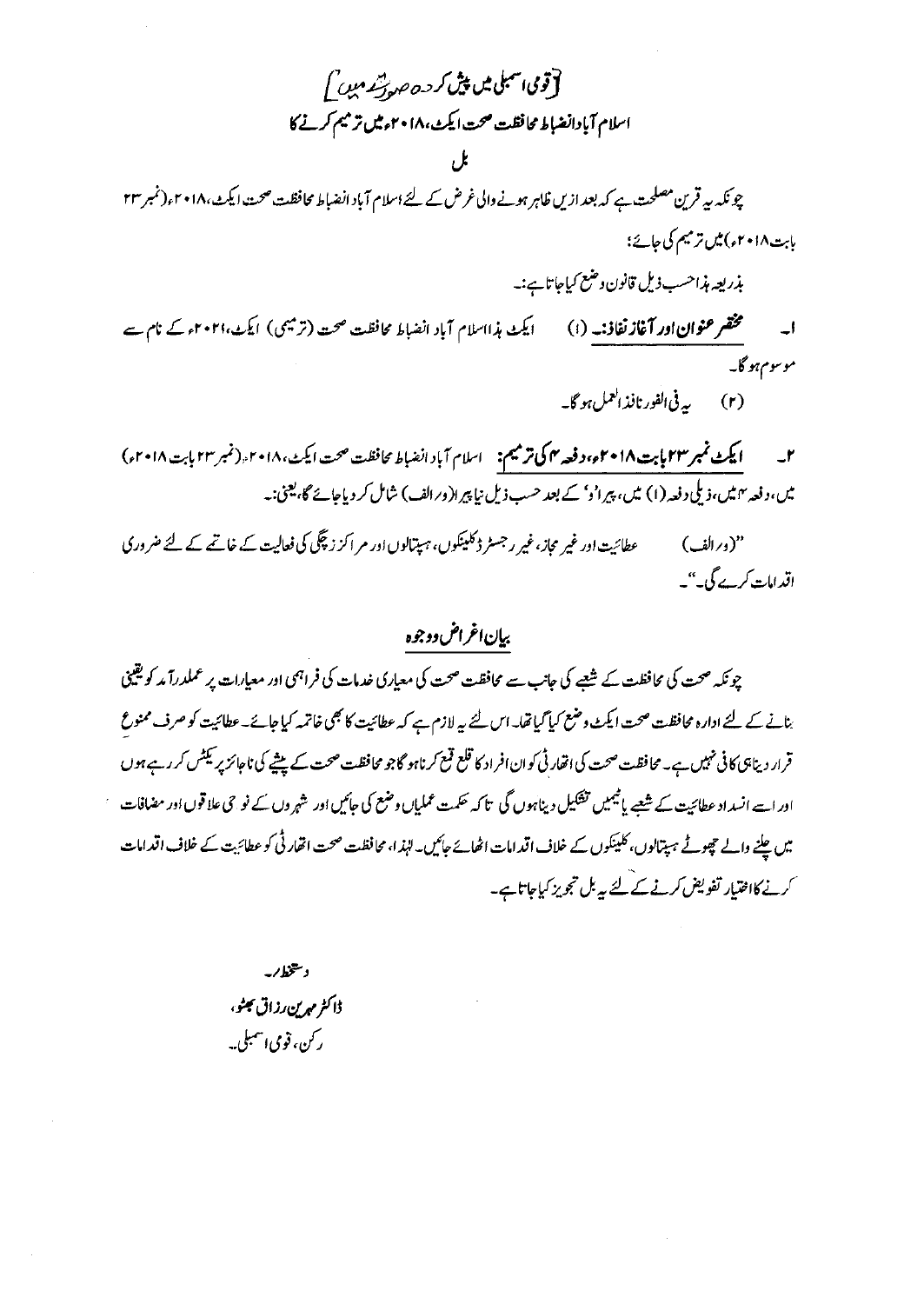[قومی اسمبلی میں پیش کردہ صورت میں]

اسلام آباد انضباط محافظت صحت ایکٹ، ۲۰۱۸ء میں ترمیم کرنے کا

بل

چونکہ یہ قرین مصلحت ہے کہ بعد ازیں ظاہر ہونے والی غرض کے لئے اسلام آباد انضباط محافظت صحت ایکٹ، ۲۰۱۸ء (نمبر ۲۳ بابت ۲۰۱۸ء) میں ترمیم کی جائے؛

بذریعہ ہذا حسب ذیل قانون وضع کیا جاتا ہے:۔

۱۔ **مختصر عنوان اور آغاز نفاذ:۔** (۱) ایکٹ ہذا اسلام آباد انضباط محافظت صحت (ترمیمی) ایکٹ، ۲۰۲۱ء کے نام سے موسوم ہوگا۔

(۲) یہ فی الفور نافذ العمل ہوگا۔

۲۔ **ایکٹ نمبر ۲۳ بابت ۲۰۱۸ء، دفعہ ۴ کی ترمیم:** اسلام آباد انضباط محافظت صحت ایکٹ، ۲۰۱۸ء (نمبر ۲۳ بابت ۲۰۱۸ء) میں، دفعہ ۴ میں، ذیلی دفعہ (۱) میں، پیرا 'و' کے بعد حسب ذیل نیا پیرا (و الف) شامل کر دیا جائے گا، یعنی:۔

"(و الف) عطائیت اور غیر مجاز، غیر رجسٹرڈ کلینکوں، ہسپتالوں اور مراکز زچگی کی فعالیت کے خاتمے کے لئے ضروری اقدامات کرے گی۔"۔

## بیان اغراض و وجوہ

چونکہ صحت کی محافظت کے شعبے کی جانب سے محافظت صحت کی معیاری خدمات کی فراہمی اور معیارات پر عملدرآمد کو یقینی بنانے کے لئے ادارہ محافظت صحت ایکٹ وضع کیا گیا تھا۔ اس لئے یہ لازم ہے کہ عطائیت کا بھی خاتمہ کیا جائے۔ عطائیت کو صرف ممنوع قرار دینا ہی کافی نہیں ہے۔ محافظت صحت کی اتھارٹی کو ان افراد کا قلع قمع کرنا ہوگا جو محافظت صحت کے پیشے کی ناجائز پریکٹس کر رہے ہوں اور اسے انسداد عطائیت کے شعبے یا ٹیمیں تشکیل دینا ہوں گی تاکہ حکمت عملیاں وضع کی جائیں اور شہروں کے نواحی علاقوں اور مضافات میں چلنے والے چھوٹے ہسپتالوں، کلینکوں کے خلاف اقدامات اٹھائے جائیں۔ لہٰذا، محافظت صحت اتھارٹی کو عطائیت کے خلاف اقدامات کرنے کا اختیار تفویض کرنے کے لئے یہ بل تجویز کیا جاتا ہے۔

دستخط/۔

ڈاکٹر مہرین رزاق بھٹو،

رکن، قومی اسمبلی۔